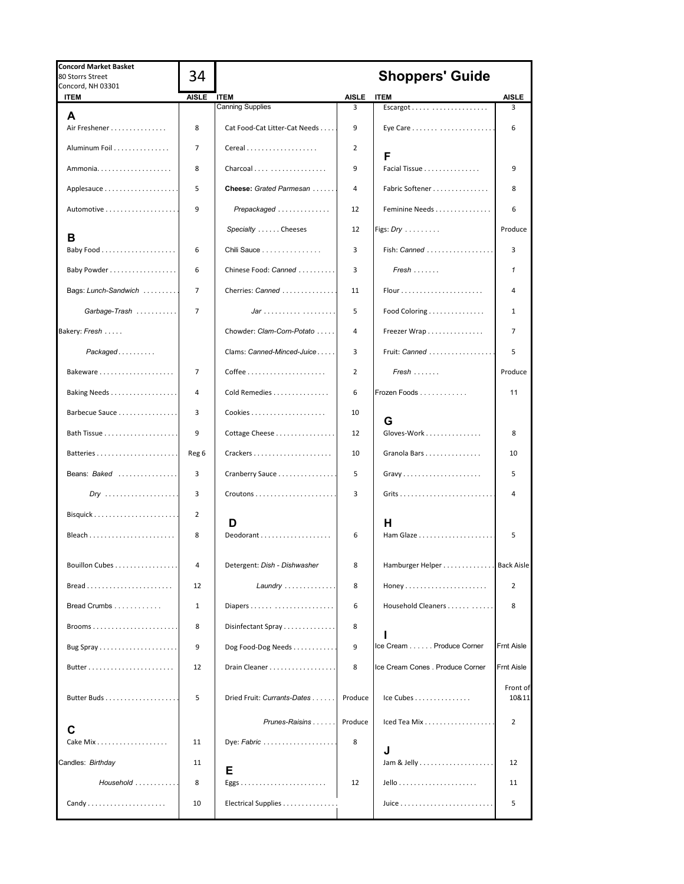**Concord Market Basket**
80 Storrs Street
Concord, NH 03301

**34**

# Shoppers' Guide

| ITEM | AISLE | ITEM | AISLE | ITEM | AISLE |
|---|---|---|---|---|---|
| **A** | | Canning Supplies | 3 | Escargot | 3 |
| Air Freshener | 8 | Cat Food-Cat Litter-Cat Needs | 9 | Eye Care | 6 |
| Aluminum Foil | 7 | Cereal | 2 | **F** | |
| Ammonia | 8 | Charcoal | 9 | Facial Tissue | 9 |
| Applesauce | 5 | **Cheese:** *Grated Parmesan* | 4 | Fabric Softener | 8 |
| Automotive | 9 | *Prepackaged* | 12 | Feminine Needs | 6 |
| **B** | | *Specialty* ...... Cheeses | 12 | Figs: *Dry* | Produce |
| Baby Food | 6 | Chili Sauce | 3 | Fish: *Canned* | 3 |
| Baby Powder | 6 | Chinese Food: *Canned* | 3 | *Fresh* | *1* |
| Bags: *Lunch-Sandwich* | 7 | Cherries: *Canned* | 11 | Flour | 4 |
| *Garbage-Trash* | 7 | *Jar* | 5 | Food Coloring | 1 |
| Bakery: *Fresh* | | Chowder: *Clam-Corn-Potato* | 4 | Freezer Wrap | 7 |
| *Packaged* | | Clams: *Canned-Minced-Juice* | 3 | Fruit: *Canned* | 5 |
| Bakeware | 7 | Coffee | 2 | *Fresh* | Produce |
| Baking Needs | 4 | Cold Remedies | 6 | Frozen Foods | 11 |
| Barbecue Sauce | 3 | Cookies | 10 | **G** | |
| Bath Tissue | 9 | Cottage Cheese | 12 | Gloves-Work | 8 |
| Batteries | Reg 6 | Crackers | 10 | Granola Bars | 10 |
| Beans: *Baked* | 3 | Cranberry Sauce | 5 | Gravy | 5 |
| *Dry* | 3 | Croutons | 3 | Grits | 4 |
| Bisquick | 2 | **D** | | **H** | |
| Bleach | 8 | Deodorant | 6 | Ham Glaze | 5 |
| Bouillon Cubes | 4 | Detergent: *Dish - Dishwasher* | 8 | Hamburger Helper | Back Aisle |
| Bread | 12 | *Laundry* | 8 | Honey | 2 |
| Bread Crumbs | 1 | Diapers | 6 | Household Cleaners | 8 |
| Brooms | 8 | Disinfectant Spray | 8 | **I** | |
| Bug Spray | 9 | Dog Food-Dog Needs | 9 | Ice Cream ...... Produce Corner | Frnt Aisle |
| Butter | 12 | Drain Cleaner | 8 | Ice Cream Cones . Produce Corner | Frnt Aisle |
| Butter Buds | 5 | Dried Fruit: *Currants-Dates* | Produce | Ice Cubes | Front of 10&11 |
| **C** | | *Prunes-Raisins* | Produce | Iced Tea Mix | 2 |
| Cake Mix | 11 | Dye: *Fabric* | 8 | **J** | |
| Candles: *Birthday* | 11 | **E** | | Jam & Jelly | 12 |
| *Household* | 8 | Eggs | 12 | Jello | 11 |
| Candy | 10 | Electrical Supplies | | Juice | 5 |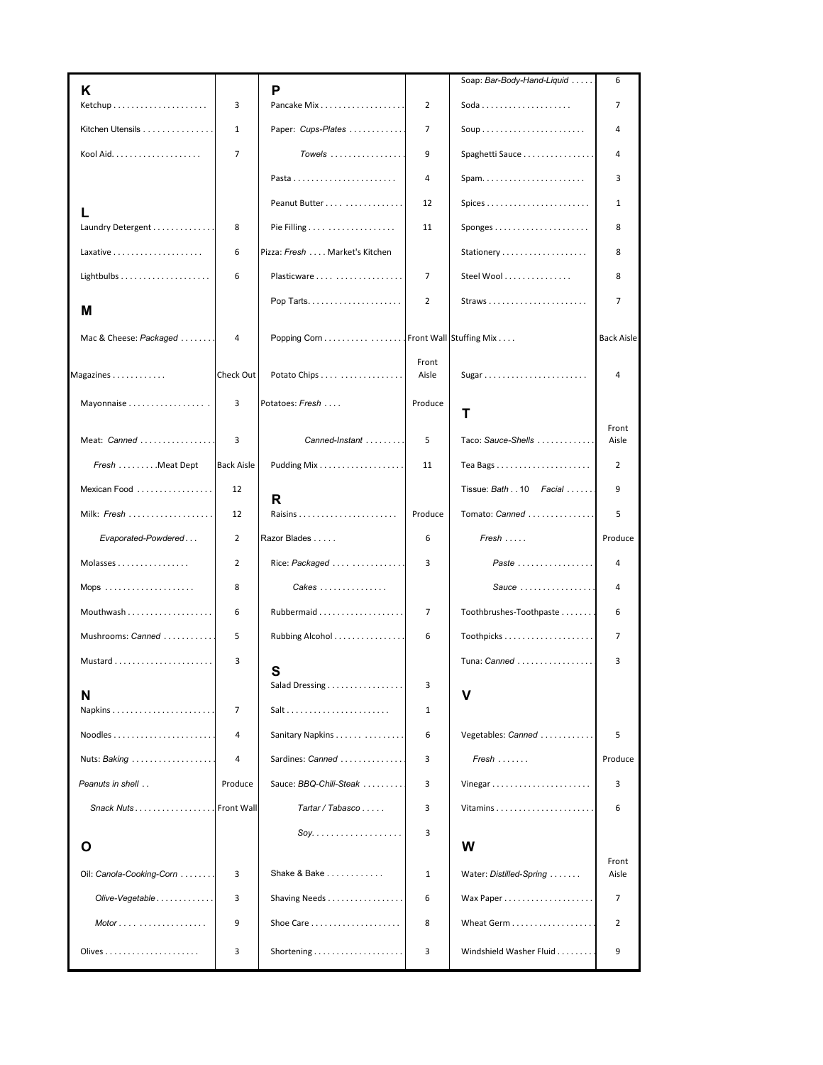| | | | | | |
|---|---|---|---|---|---|
| **K** | | **P** | | Soap: *Bar-Body-Hand-Liquid* | 6 |
| Ketchup | 3 | Pancake Mix | 2 | Soda | 7 |
| Kitchen Utensils | 1 | Paper: *Cups-Plates* | 7 | Soup | 4 |
| Kool Aid. | 7 | *Towels* | 9 | Spaghetti Sauce | 4 |
| | | Pasta | 4 | Spam. | 3 |
| **L** | | Peanut Butter | 12 | Spices | 1 |
| Laundry Detergent | 8 | Pie Filling | 11 | Sponges | 8 |
| Laxative | 6 | Pizza: *Fresh* .... Market's Kitchen | | Stationery | 8 |
| Lightbulbs | 6 | Plasticware | 7 | Steel Wool | 8 |
| **M** | | Pop Tarts. | 2 | Straws | 7 |
| Mac & Cheese: *Packaged* | 4 | Popping Corn | Front Wall | Stuffing Mix | Back Aisle |
| Magazines | Check Out | Potato Chips | Front Aisle | Sugar | 4 |
| Mayonnaise | 3 | Potatoes: *Fresh* | Produce | **T** | |
| Meat: *Canned* | 3 | *Canned-Instant* | 5 | Taco: *Sauce-Shells* | Front Aisle |
| *Fresh* .........Meat Dept | Back Aisle | Pudding Mix | 11 | Tea Bags | 2 |
| Mexican Food | 12 | **R** | | Tissue: *Bath* . . 10 *Facial* | 9 |
| Milk: *Fresh* | 12 | Raisins | Produce | Tomato: *Canned* | 5 |
| *Evaporated-Powdered* | 2 | Razor Blades | 6 | *Fresh* | Produce |
| Molasses | 2 | Rice: *Packaged* | 3 | *Paste* | 4 |
| Mops | 8 | *Cakes* | | *Sauce* | 4 |
| Mouthwash | 6 | Rubbermaid | 7 | Toothbrushes-Toothpaste | 6 |
| Mushrooms: *Canned* | 5 | Rubbing Alcohol | 6 | Toothpicks | 7 |
| Mustard | 3 | **S** | | Tuna: *Canned* | 3 |
| **N** | | Salad Dressing | 3 | **V** | |
| Napkins | 7 | Salt | 1 | | |
| Noodles | 4 | Sanitary Napkins | 6 | Vegetables: *Canned* | 5 |
| Nuts: *Baking* | 4 | Sardines: *Canned* | 3 | *Fresh* | Produce |
| *Peanuts in shell* | Produce | Sauce: *BBQ-Chili-Steak* | 3 | Vinegar | 3 |
| *Snack Nuts* | Front Wall | *Tartar / Tabasco* | 3 | Vitamins | 6 |
| **O** | | *Soy.* | 3 | **W** | |
| Oil: *Canola-Cooking-Corn* | 3 | Shake & Bake | 1 | Water: *Distilled-Spring* | Front Aisle |
| *Olive-Vegetable* | 3 | Shaving Needs | 6 | Wax Paper | 7 |
| *Motor* | 9 | Shoe Care | 8 | Wheat Germ | 2 |
| Olives | 3 | Shortening | 3 | Windshield Washer Fluid | 9 |